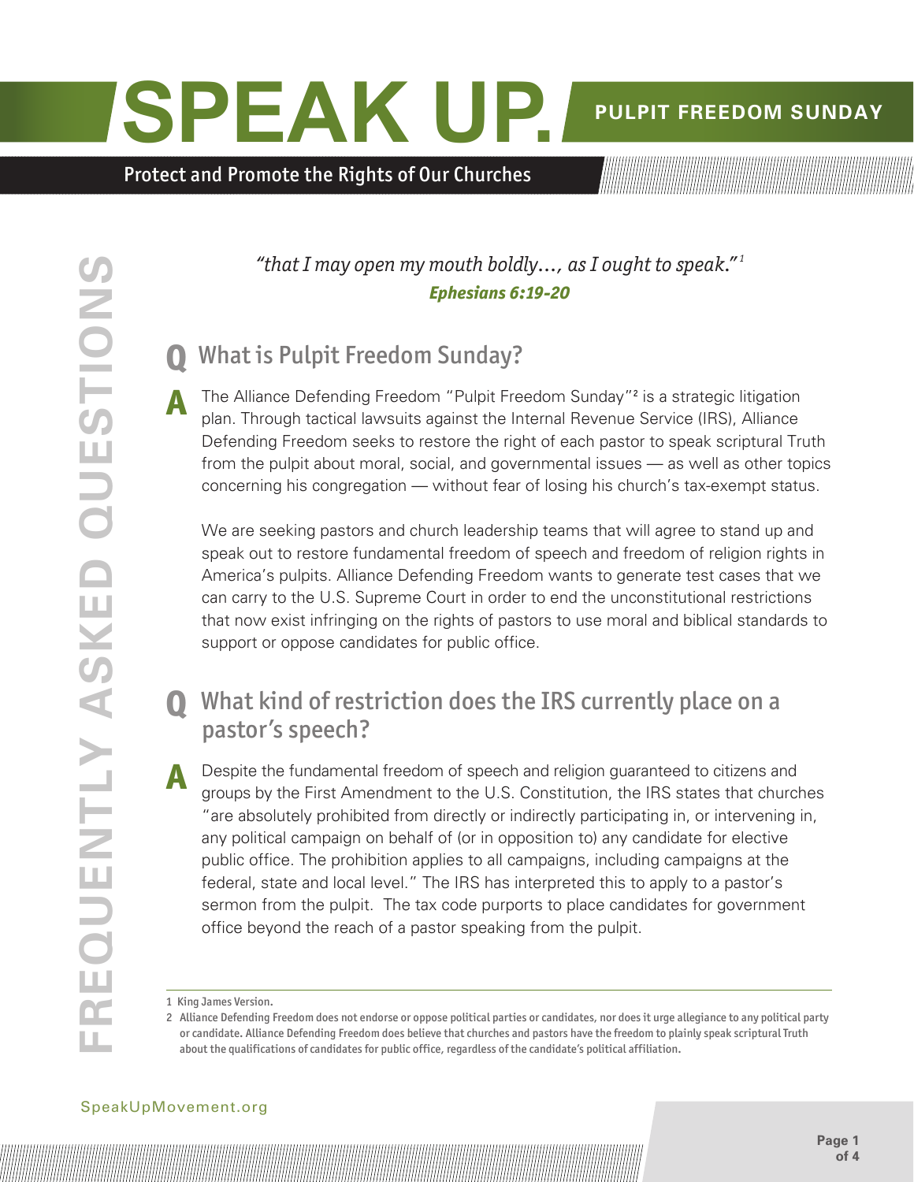# SPEAK UP.

**PULPIT FREEDOM SUNDAY**

Protect and Promote the Rights of Our Churches

FREQUENTLY ASKED QUESTIONS

*"that I may open my mouth boldly…, as I ought to speak."*[1]
***Ephesians 6:19-20***

## Q What is Pulpit Freedom Sunday?

**A** The Alliance Defending Freedom "Pulpit Freedom Sunday"[2] is a strategic litigation plan. Through tactical lawsuits against the Internal Revenue Service (IRS), Alliance Defending Freedom seeks to restore the right of each pastor to speak scriptural Truth from the pulpit about moral, social, and governmental issues — as well as other topics concerning his congregation — without fear of losing his church's tax-exempt status.

We are seeking pastors and church leadership teams that will agree to stand up and speak out to restore fundamental freedom of speech and freedom of religion rights in America's pulpits. Alliance Defending Freedom wants to generate test cases that we can carry to the U.S. Supreme Court in order to end the unconstitutional restrictions that now exist infringing on the rights of pastors to use moral and biblical standards to support or oppose candidates for public office.

## Q What kind of restriction does the IRS currently place on a pastor's speech?

**A** Despite the fundamental freedom of speech and religion guaranteed to citizens and groups by the First Amendment to the U.S. Constitution, the IRS states that churches "are absolutely prohibited from directly or indirectly participating in, or intervening in, any political campaign on behalf of (or in opposition to) any candidate for elective public office. The prohibition applies to all campaigns, including campaigns at the federal, state and local level." The IRS has interpreted this to apply to a pastor's sermon from the pulpit. The tax code purports to place candidates for government office beyond the reach of a pastor speaking from the pulpit.

---

1 King James Version.

2 Alliance Defending Freedom does not endorse or oppose political parties or candidates, nor does it urge allegiance to any political party or candidate. Alliance Defending Freedom does believe that churches and pastors have the freedom to plainly speak scriptural Truth about the qualifications of candidates for public office, regardless of the candidate's political affiliation.

SpeakUpMovement.org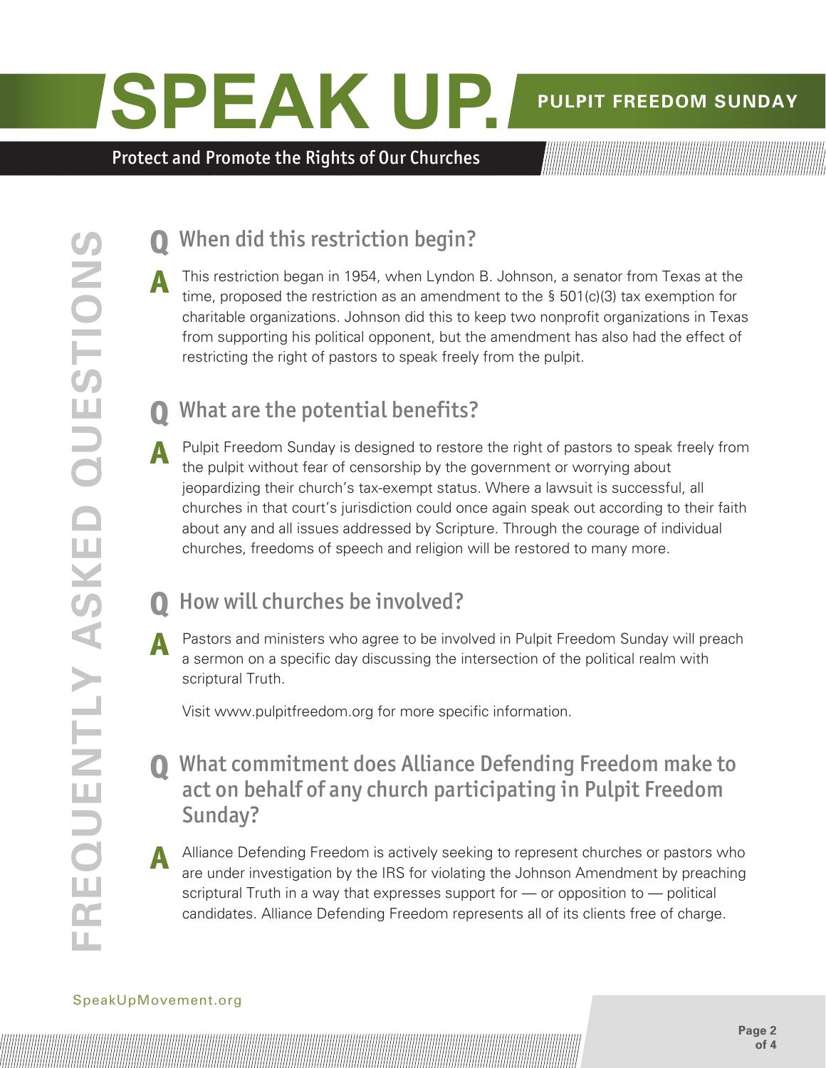# SPEAK UP.

**PULPIT FREEDOM SUNDAY**

Protect and Promote the Rights of Our Churches

## FREQUENTLY ASKED QUESTIONS

### Q When did this restriction begin?

**A** This restriction began in 1954, when Lyndon B. Johnson, a senator from Texas at the time, proposed the restriction as an amendment to the § 501(c)(3) tax exemption for charitable organizations. Johnson did this to keep two nonprofit organizations in Texas from supporting his political opponent, but the amendment has also had the effect of restricting the right of pastors to speak freely from the pulpit.

### Q What are the potential benefits?

**A** Pulpit Freedom Sunday is designed to restore the right of pastors to speak freely from the pulpit without fear of censorship by the government or worrying about jeopardizing their church's tax-exempt status. Where a lawsuit is successful, all churches in that court's jurisdiction could once again speak out according to their faith about any and all issues addressed by Scripture. Through the courage of individual churches, freedoms of speech and religion will be restored to many more.

### Q How will churches be involved?

**A** Pastors and ministers who agree to be involved in Pulpit Freedom Sunday will preach a sermon on a specific day discussing the intersection of the political realm with scriptural Truth.

Visit www.pulpitfreedom.org for more specific information.

### Q What commitment does Alliance Defending Freedom make to act on behalf of any church participating in Pulpit Freedom Sunday?

**A** Alliance Defending Freedom is actively seeking to represent churches or pastors who are under investigation by the IRS for violating the Johnson Amendment by preaching scriptural Truth in a way that expresses support for — or opposition to — political candidates. Alliance Defending Freedom represents all of its clients free of charge.

SpeakUpMovement.org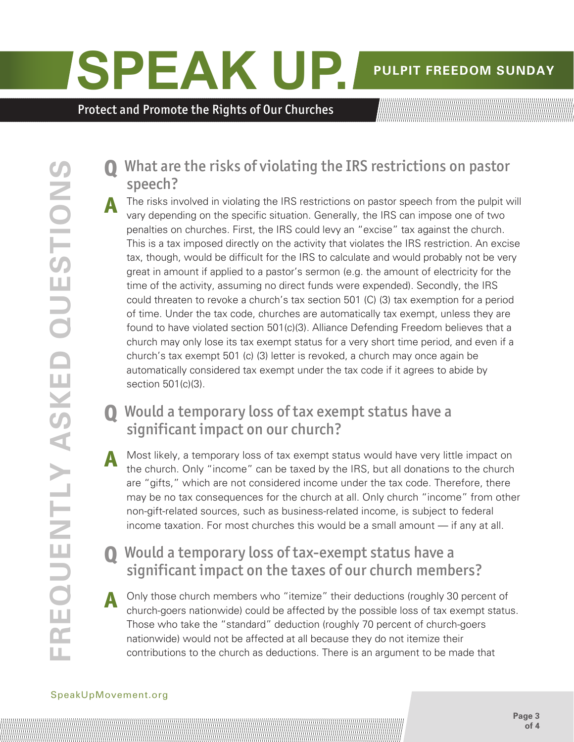# SPEAK UP.

**PULPIT FREEDOM SUNDAY**

Protect and Promote the Rights of Our Churches

FREQUENTLY ASKED QUESTIONS

## Q What are the risks of violating the IRS restrictions on pastor speech?

**A** The risks involved in violating the IRS restrictions on pastor speech from the pulpit will vary depending on the specific situation. Generally, the IRS can impose one of two penalties on churches. First, the IRS could levy an "excise" tax against the church. This is a tax imposed directly on the activity that violates the IRS restriction. An excise tax, though, would be difficult for the IRS to calculate and would probably not be very great in amount if applied to a pastor's sermon (e.g. the amount of electricity for the time of the activity, assuming no direct funds were expended). Secondly, the IRS could threaten to revoke a church's tax section 501 (C) (3) tax exemption for a period of time. Under the tax code, churches are automatically tax exempt, unless they are found to have violated section 501(c)(3). Alliance Defending Freedom believes that a church may only lose its tax exempt status for a very short time period, and even if a church's tax exempt 501 (c) (3) letter is revoked, a church may once again be automatically considered tax exempt under the tax code if it agrees to abide by section 501(c)(3).

## Q Would a temporary loss of tax exempt status have a significant impact on our church?

**A** Most likely, a temporary loss of tax exempt status would have very little impact on the church. Only "income" can be taxed by the IRS, but all donations to the church are "gifts," which are not considered income under the tax code. Therefore, there may be no tax consequences for the church at all. Only church "income" from other non-gift-related sources, such as business-related income, is subject to federal income taxation. For most churches this would be a small amount — if any at all.

## Q Would a temporary loss of tax-exempt status have a significant impact on the taxes of our church members?

**A** Only those church members who "itemize" their deductions (roughly 30 percent of church-goers nationwide) could be affected by the possible loss of tax exempt status. Those who take the "standard" deduction (roughly 70 percent of church-goers nationwide) would not be affected at all because they do not itemize their contributions to the church as deductions. There is an argument to be made that

SpeakUpMovement.org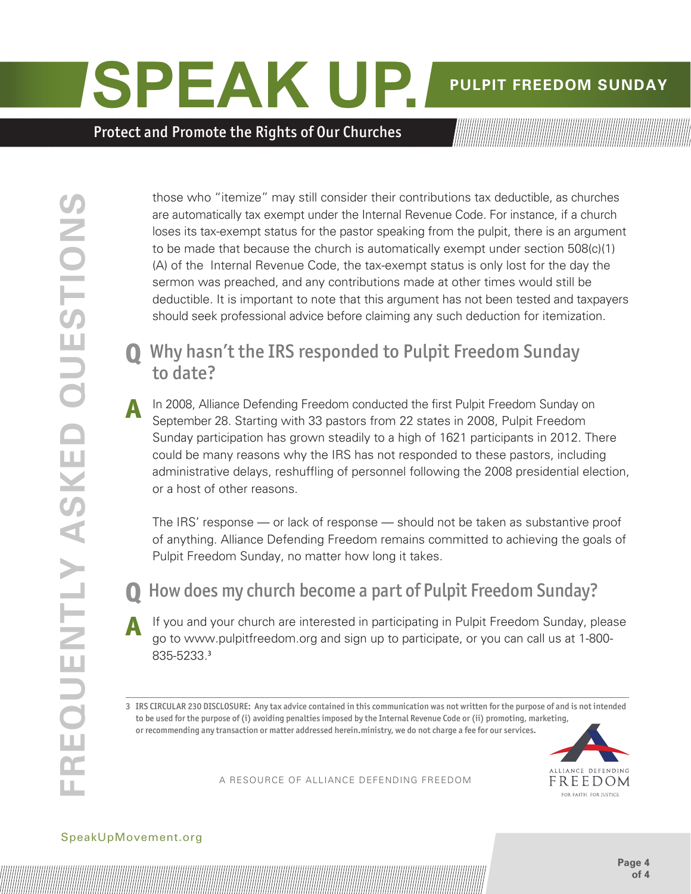those who "itemize" may still consider their contributions tax deductible, as churches are automatically tax exempt under the Internal Revenue Code. For instance, if a church loses its tax-exempt status for the pastor speaking from the pulpit, there is an argument to be made that because the church is automatically exempt under section 508(c)(1)(A) of the Internal Revenue Code, the tax-exempt status is only lost for the day the sermon was preached, and any contributions made at other times would still be deductible. It is important to note that this argument has not been tested and taxpayers should seek professional advice before claiming any such deduction for itemization.

## Q Why hasn't the IRS responded to Pulpit Freedom Sunday to date?

**A** In 2008, Alliance Defending Freedom conducted the first Pulpit Freedom Sunday on September 28. Starting with 33 pastors from 22 states in 2008, Pulpit Freedom Sunday participation has grown steadily to a high of 1621 participants in 2012. There could be many reasons why the IRS has not responded to these pastors, including administrative delays, reshuffling of personnel following the 2008 presidential election, or a host of other reasons.

The IRS' response — or lack of response — should not be taken as substantive proof of anything. Alliance Defending Freedom remains committed to achieving the goals of Pulpit Freedom Sunday, no matter how long it takes.

## Q How does my church become a part of Pulpit Freedom Sunday?

**A** If you and your church are interested in participating in Pulpit Freedom Sunday, please go to www.pulpitfreedom.org and sign up to participate, or you can call us at 1-800-835-5233.[3]

---

3 **IRS CIRCULAR 230 DISCLOSURE: Any tax advice contained in this communication was not written for the purpose of and is not intended to be used for the purpose of (i) avoiding penalties imposed by the Internal Revenue Code or (ii) promoting, marketing, or recommending any transaction or matter addressed herein.ministry, we do not charge a fee for our services.**

A RESOURCE OF ALLIANCE DEFENDING FREEDOM